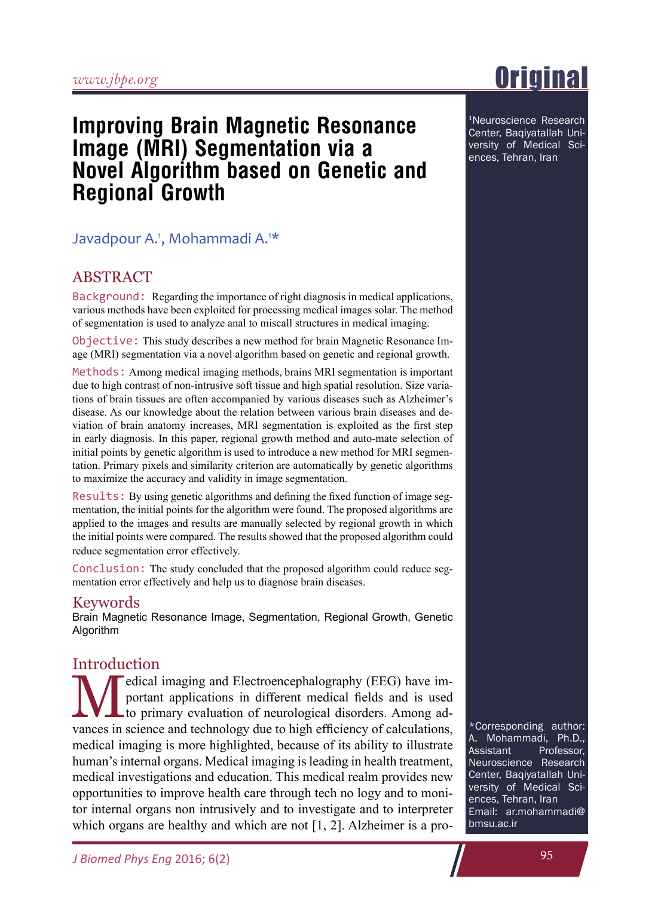# Improving Brain Magnetic Resonance Image (MRI) Segmentation via a Novel Algorithm based on Genetic and Regional Growth

Javadpour A.[1], Mohammadi A.[1]*

[1]Neuroscience Research Center, Baqiyatallah University of Medical Sciences, Tehran, Iran

## ABSTRACT

**Background:** Regarding the importance of right diagnosis in medical applications, various methods have been exploited for processing medical images solar. The method of segmentation is used to analyze anal to miscall structures in medical imaging.

**Objective:** This study describes a new method for brain Magnetic Resonance Image (MRI) segmentation via a novel algorithm based on genetic and regional growth.

**Methods:** Among medical imaging methods, brains MRI segmentation is important due to high contrast of non-intrusive soft tissue and high spatial resolution. Size variations of brain tissues are often accompanied by various diseases such as Alzheimer's disease. As our knowledge about the relation between various brain diseases and deviation of brain anatomy increases, MRI segmentation is exploited as the first step in early diagnosis. In this paper, regional growth method and auto-mate selection of initial points by genetic algorithm is used to introduce a new method for MRI segmentation. Primary pixels and similarity criterion are automatically by genetic algorithms to maximize the accuracy and validity in image segmentation.

**Results:** By using genetic algorithms and defining the fixed function of image segmentation, the initial points for the algorithm were found. The proposed algorithms are applied to the images and results are manually selected by regional growth in which the initial points were compared. The results showed that the proposed algorithm could reduce segmentation error effectively.

**Conclusion:** The study concluded that the proposed algorithm could reduce segmentation error effectively and help us to diagnose brain diseases.

## Keywords

Brain Magnetic Resonance Image, Segmentation, Regional Growth, Genetic Algorithm

## Introduction

Medical imaging and Electroencephalography (EEG) have important applications in different medical fields and is used to primary evaluation of neurological disorders. Among advances in science and technology due to high efficiency of calculations, medical imaging is more highlighted, because of its ability to illustrate human's internal organs. Medical imaging is leading in health treatment, medical investigations and education. This medical realm provides new opportunities to improve health care through tech no logy and to monitor internal organs non intrusively and to investigate and to interpreter which organs are healthy and which are not [1, 2]. Alzheimer is a pro-

*Corresponding author: A. Mohammadi, Ph.D., Assistant Professor, Neuroscience Research Center, Baqiyatallah University of Medical Sciences, Tehran, Iran
Email: ar.mohammadi@bmsu.ac.ir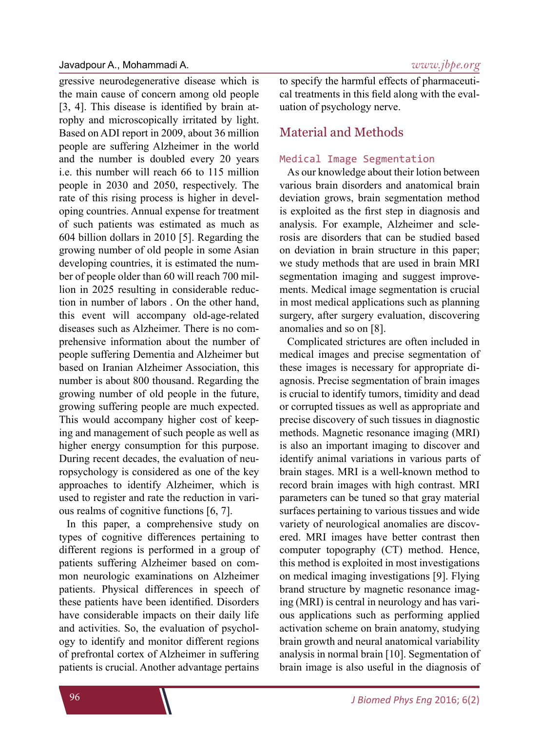gressive neurodegenerative disease which is the main cause of concern among old people [3, 4]. This disease is identified by brain atrophy and microscopically irritated by light. Based on ADI report in 2009, about 36 million people are suffering Alzheimer in the world and the number is doubled every 20 years i.e. this number will reach 66 to 115 million people in 2030 and 2050, respectively. The rate of this rising process is higher in developing countries. Annual expense for treatment of such patients was estimated as much as 604 billion dollars in 2010 [5]. Regarding the growing number of old people in some Asian developing countries, it is estimated the number of people older than 60 will reach 700 million in 2025 resulting in considerable reduction in number of labors . On the other hand, this event will accompany old-age-related diseases such as Alzheimer. There is no comprehensive information about the number of people suffering Dementia and Alzheimer but based on Iranian Alzheimer Association, this number is about 800 thousand. Regarding the growing number of old people in the future, growing suffering people are much expected. This would accompany higher cost of keeping and management of such people as well as higher energy consumption for this purpose. During recent decades, the evaluation of neuropsychology is considered as one of the key approaches to identify Alzheimer, which is used to register and rate the reduction in various realms of cognitive functions [6, 7].

In this paper, a comprehensive study on types of cognitive differences pertaining to different regions is performed in a group of patients suffering Alzheimer based on common neurologic examinations on Alzheimer patients. Physical differences in speech of these patients have been identified. Disorders have considerable impacts on their daily life and activities. So, the evaluation of psychology to identify and monitor different regions of prefrontal cortex of Alzheimer in suffering patients is crucial. Another advantage pertains to specify the harmful effects of pharmaceutical treatments in this field along with the evaluation of psychology nerve.

## Material and Methods

### Medical Image Segmentation

As our knowledge about their lotion between various brain disorders and anatomical brain deviation grows, brain segmentation method is exploited as the first step in diagnosis and analysis. For example, Alzheimer and sclerosis are disorders that can be studied based on deviation in brain structure in this paper; we study methods that are used in brain MRI segmentation imaging and suggest improvements. Medical image segmentation is crucial in most medical applications such as planning surgery, after surgery evaluation, discovering anomalies and so on [8].

Complicated strictures are often included in medical images and precise segmentation of these images is necessary for appropriate diagnosis. Precise segmentation of brain images is crucial to identify tumors, timidity and dead or corrupted tissues as well as appropriate and precise discovery of such tissues in diagnostic methods. Magnetic resonance imaging (MRI) is also an important imaging to discover and identify animal variations in various parts of brain stages. MRI is a well-known method to record brain images with high contrast. MRI parameters can be tuned so that gray material surfaces pertaining to various tissues and wide variety of neurological anomalies are discovered. MRI images have better contrast then computer topography (CT) method. Hence, this method is exploited in most investigations on medical imaging investigations [9]. Flying brand structure by magnetic resonance imaging (MRI) is central in neurology and has various applications such as performing applied activation scheme on brain anatomy, studying brain growth and neural anatomical variability analysis in normal brain [10]. Segmentation of brain image is also useful in the diagnosis of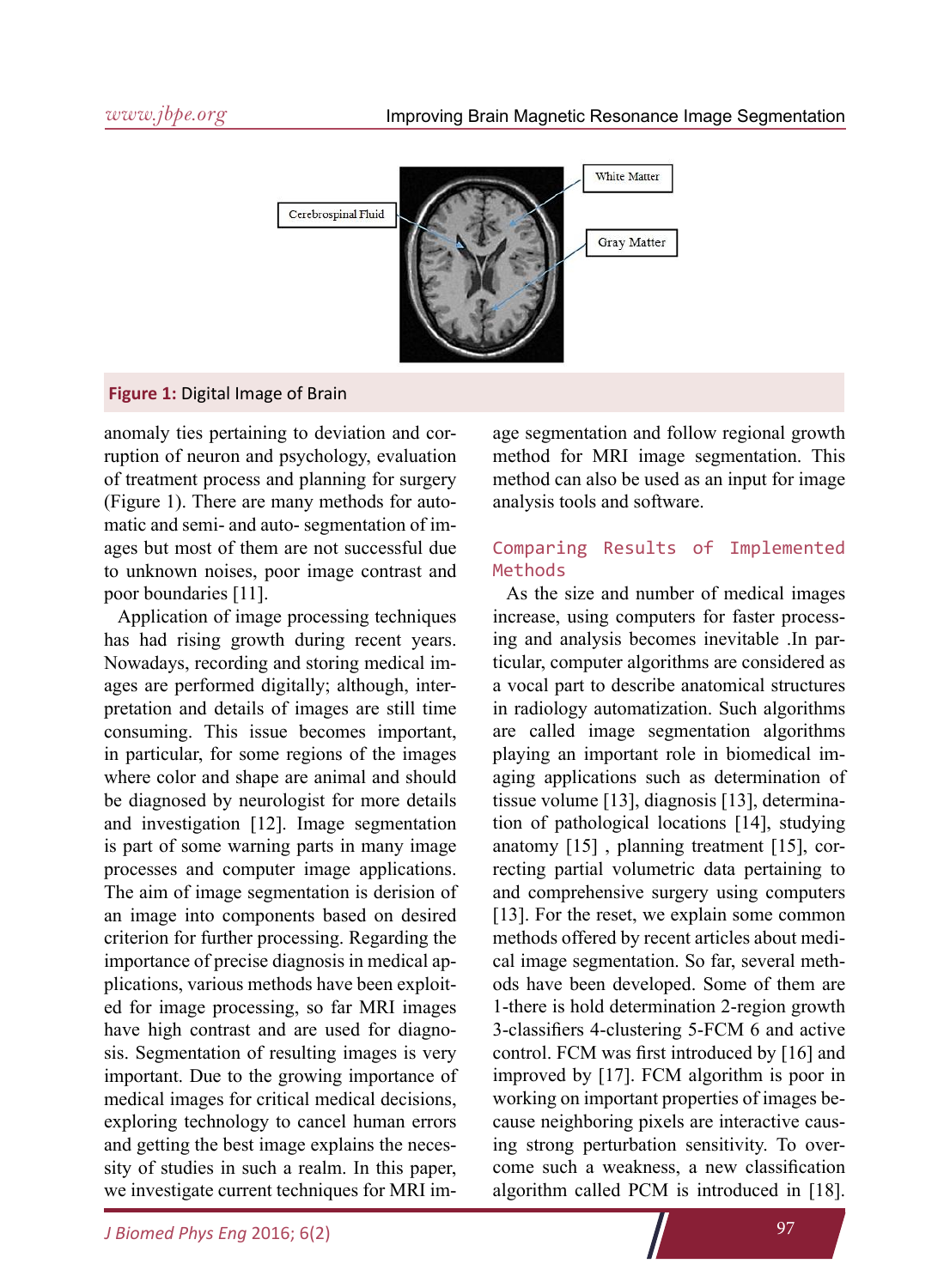Figure 1: Digital Image of Brain

anomaly ties pertaining to deviation and corruption of neuron and psychology, evaluation of treatment process and planning for surgery (Figure 1). There are many methods for automatic and semi- and auto- segmentation of images but most of them are not successful due to unknown noises, poor image contrast and poor boundaries [11].

Application of image processing techniques has had rising growth during recent years. Nowadays, recording and storing medical images are performed digitally; although, interpretation and details of images are still time consuming. This issue becomes important, in particular, for some regions of the images where color and shape are animal and should be diagnosed by neurologist for more details and investigation [12]. Image segmentation is part of some warning parts in many image processes and computer image applications. The aim of image segmentation is derision of an image into components based on desired criterion for further processing. Regarding the importance of precise diagnosis in medical applications, various methods have been exploited for image processing, so far MRI images have high contrast and are used for diagnosis. Segmentation of resulting images is very important. Due to the growing importance of medical images for critical medical decisions, exploring technology to cancel human errors and getting the best image explains the necessity of studies in such a realm. In this paper, we investigate current techniques for MRI image segmentation and follow regional growth method for MRI image segmentation. This method can also be used as an input for image analysis tools and software.

## Comparing Results of Implemented Methods

As the size and number of medical images increase, using computers for faster processing and analysis becomes inevitable .In particular, computer algorithms are considered as a vocal part to describe anatomical structures in radiology automatization. Such algorithms are called image segmentation algorithms playing an important role in biomedical imaging applications such as determination of tissue volume [13], diagnosis [13], determination of pathological locations [14], studying anatomy [15] , planning treatment [15], correcting partial volumetric data pertaining to and comprehensive surgery using computers [13]. For the reset, we explain some common methods offered by recent articles about medical image segmentation. So far, several methods have been developed. Some of them are 1-there is hold determination 2-region growth 3-classifiers 4-clustering 5-FCM 6 and active control. FCM was first introduced by [16] and improved by [17]. FCM algorithm is poor in working on important properties of images because neighboring pixels are interactive causing strong perturbation sensitivity. To overcome such a weakness, a new classification algorithm called PCM is introduced in [18].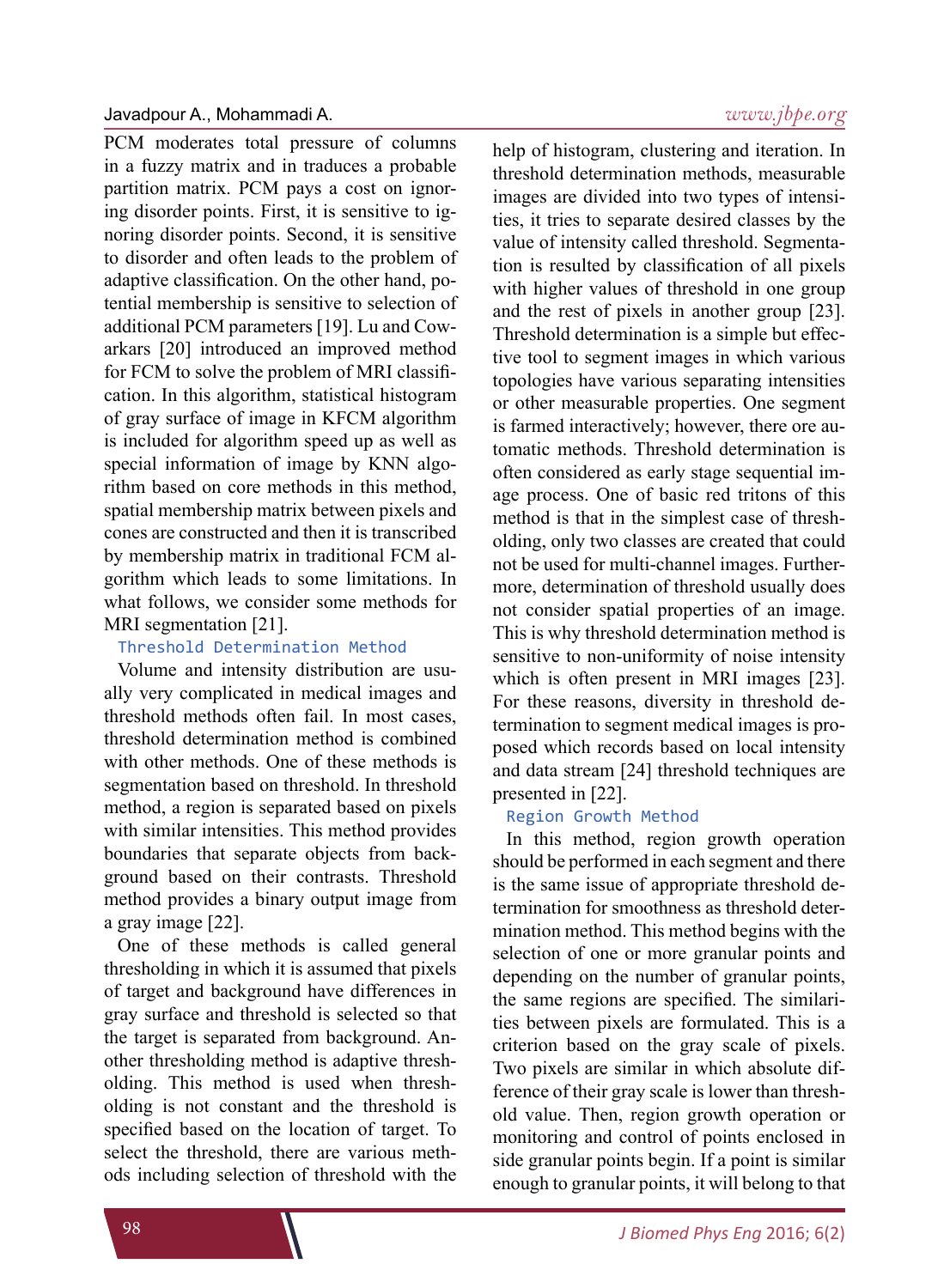PCM moderates total pressure of columns in a fuzzy matrix and in traduces a probable partition matrix. PCM pays a cost on ignoring disorder points. First, it is sensitive to ignoring disorder points. Second, it is sensitive to disorder and often leads to the problem of adaptive classification. On the other hand, potential membership is sensitive to selection of additional PCM parameters [19]. Lu and Cowarkars [20] introduced an improved method for FCM to solve the problem of MRI classification. In this algorithm, statistical histogram of gray surface of image in KFCM algorithm is included for algorithm speed up as well as special information of image by KNN algorithm based on core methods in this method, spatial membership matrix between pixels and cones are constructed and then it is transcribed by membership matrix in traditional FCM algorithm which leads to some limitations. In what follows, we consider some methods for MRI segmentation [21].

### Threshold Determination Method

Volume and intensity distribution are usually very complicated in medical images and threshold methods often fail. In most cases, threshold determination method is combined with other methods. One of these methods is segmentation based on threshold. In threshold method, a region is separated based on pixels with similar intensities. This method provides boundaries that separate objects from background based on their contrasts. Threshold method provides a binary output image from a gray image [22].

One of these methods is called general thresholding in which it is assumed that pixels of target and background have differences in gray surface and threshold is selected so that the target is separated from background. Another thresholding method is adaptive thresholding. This method is used when thresholding is not constant and the threshold is specified based on the location of target. To select the threshold, there are various methods including selection of threshold with the help of histogram, clustering and iteration. In threshold determination methods, measurable images are divided into two types of intensities, it tries to separate desired classes by the value of intensity called threshold. Segmentation is resulted by classification of all pixels with higher values of threshold in one group and the rest of pixels in another group [23]. Threshold determination is a simple but effective tool to segment images in which various topologies have various separating intensities or other measurable properties. One segment is farmed interactively; however, there ore automatic methods. Threshold determination is often considered as early stage sequential image process. One of basic red tritons of this method is that in the simplest case of thresholding, only two classes are created that could not be used for multi-channel images. Furthermore, determination of threshold usually does not consider spatial properties of an image. This is why threshold determination method is sensitive to non-uniformity of noise intensity which is often present in MRI images [23]. For these reasons, diversity in threshold determination to segment medical images is proposed which records based on local intensity and data stream [24] threshold techniques are presented in [22].

### Region Growth Method

In this method, region growth operation should be performed in each segment and there is the same issue of appropriate threshold determination for smoothness as threshold determination method. This method begins with the selection of one or more granular points and depending on the number of granular points, the same regions are specified. The similarities between pixels are formulated. This is a criterion based on the gray scale of pixels. Two pixels are similar in which absolute difference of their gray scale is lower than threshold value. Then, region growth operation or monitoring and control of points enclosed in side granular points begin. If a point is similar enough to granular points, it will belong to that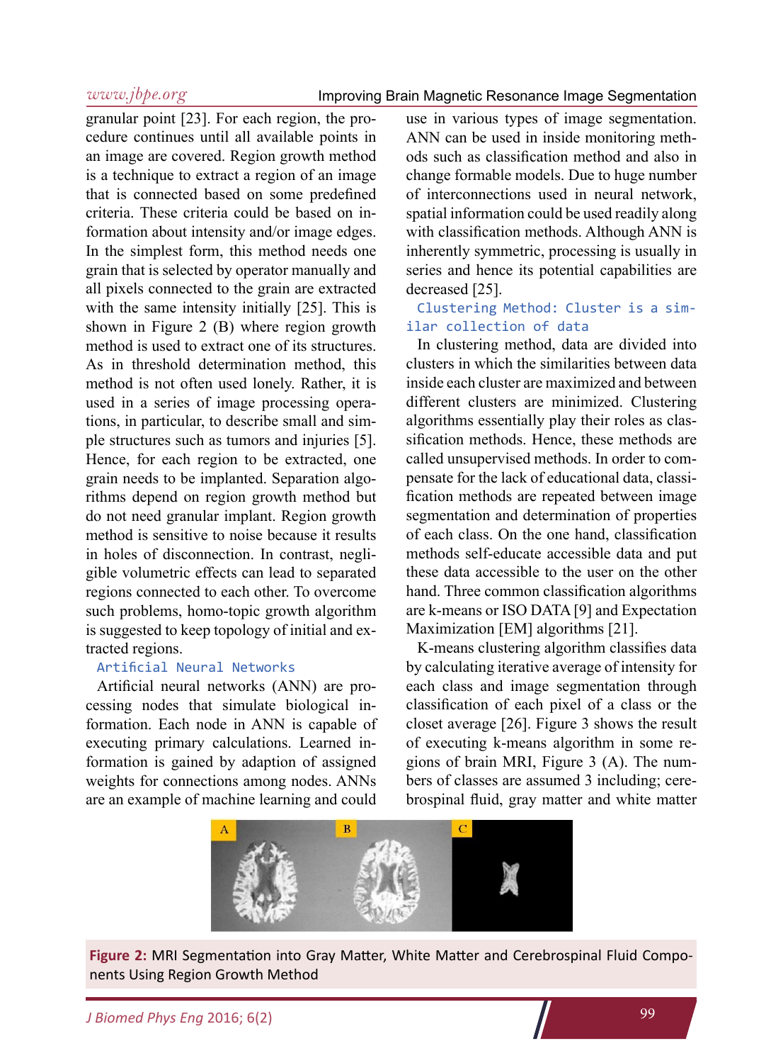granular point [23]. For each region, the procedure continues until all available points in an image are covered. Region growth method is a technique to extract a region of an image that is connected based on some predefined criteria. These criteria could be based on information about intensity and/or image edges. In the simplest form, this method needs one grain that is selected by operator manually and all pixels connected to the grain are extracted with the same intensity initially [25]. This is shown in Figure 2 (B) where region growth method is used to extract one of its structures. As in threshold determination method, this method is not often used lonely. Rather, it is used in a series of image processing operations, in particular, to describe small and simple structures such as tumors and injuries [5]. Hence, for each region to be extracted, one grain needs to be implanted. Separation algorithms depend on region growth method but do not need granular implant. Region growth method is sensitive to noise because it results in holes of disconnection. In contrast, negligible volumetric effects can lead to separated regions connected to each other. To overcome such problems, homo-topic growth algorithm is suggested to keep topology of initial and extracted regions.

### Artificial Neural Networks

Artificial neural networks (ANN) are processing nodes that simulate biological information. Each node in ANN is capable of executing primary calculations. Learned information is gained by adaption of assigned weights for connections among nodes. ANNs are an example of machine learning and could use in various types of image segmentation. ANN can be used in inside monitoring methods such as classification method and also in change formable models. Due to huge number of interconnections used in neural network, spatial information could be used readily along with classification methods. Although ANN is inherently symmetric, processing is usually in series and hence its potential capabilities are decreased [25].

### Clustering Method: Cluster is a similar collection of data

In clustering method, data are divided into clusters in which the similarities between data inside each cluster are maximized and between different clusters are minimized. Clustering algorithms essentially play their roles as classification methods. Hence, these methods are called unsupervised methods. In order to compensate for the lack of educational data, classification methods are repeated between image segmentation and determination of properties of each class. On the one hand, classification methods self-educate accessible data and put these data accessible to the user on the other hand. Three common classification algorithms are k-means or ISO DATA [9] and Expectation Maximization [EM] algorithms [21].

K-means clustering algorithm classifies data by calculating iterative average of intensity for each class and image segmentation through classification of each pixel of a class or the closet average [26]. Figure 3 shows the result of executing k-means algorithm in some regions of brain MRI, Figure 3 (A). The numbers of classes are assumed 3 including; cerebrospinal fluid, gray matter and white matter

**Figure 2:** MRI Segmentation into Gray Matter, White Matter and Cerebrospinal Fluid Components Using Region Growth Method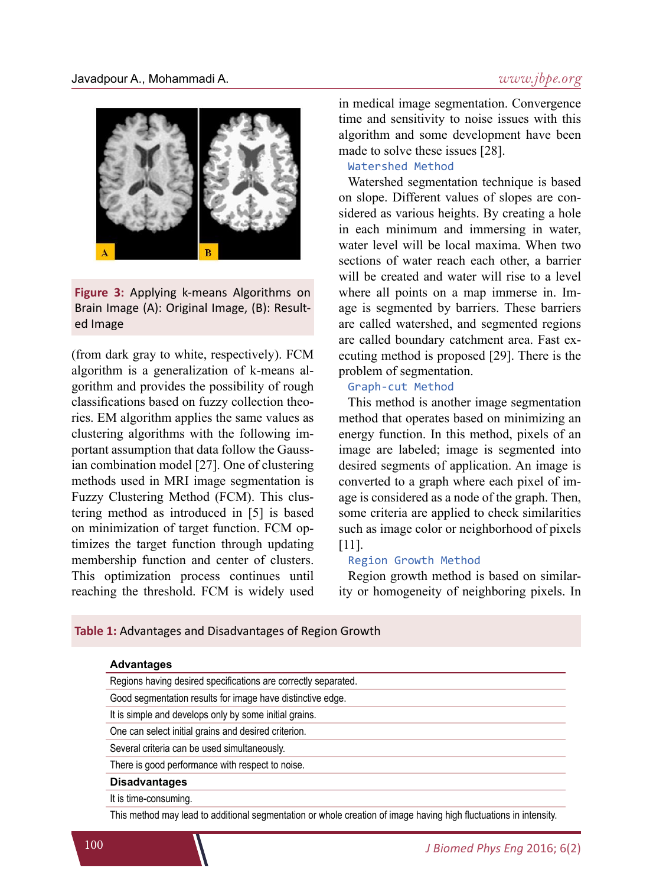Figure 3: Applying k-means Algorithms on Brain Image (A): Original Image, (B): Resulted Image

(from dark gray to white, respectively). FCM algorithm is a generalization of k-means algorithm and provides the possibility of rough classifications based on fuzzy collection theories. EM algorithm applies the same values as clustering algorithms with the following important assumption that data follow the Gaussian combination model [27]. One of clustering methods used in MRI image segmentation is Fuzzy Clustering Method (FCM). This clustering method as introduced in [5] is based on minimization of target function. FCM optimizes the target function through updating membership function and center of clusters. This optimization process continues until reaching the threshold. FCM is widely used in medical image segmentation. Convergence time and sensitivity to noise issues with this algorithm and some development have been made to solve these issues [28].

### Watershed Method

Watershed segmentation technique is based on slope. Different values of slopes are considered as various heights. By creating a hole in each minimum and immersing in water, water level will be local maxima. When two sections of water reach each other, a barrier will be created and water will rise to a level where all points on a map immerse in. Image is segmented by barriers. These barriers are called watershed, and segmented regions are called boundary catchment area. Fast executing method is proposed [29]. There is the problem of segmentation.

### Graph-cut Method

This method is another image segmentation method that operates based on minimizing an energy function. In this method, pixels of an image are labeled; image is segmented into desired segments of application. An image is converted to a graph where each pixel of image is considered as a node of the graph. Then, some criteria are applied to check similarities such as image color or neighborhood of pixels [11].

### Region Growth Method

Region growth method is based on similarity or homogeneity of neighboring pixels. In

Table 1: Advantages and Disadvantages of Region Growth

| **Advantages** |
|---|
| Regions having desired specifications are correctly separated. |
| Good segmentation results for image have distinctive edge. |
| It is simple and develops only by some initial grains. |
| One can select initial grains and desired criterion. |
| Several criteria can be used simultaneously. |
| There is good performance with respect to noise. |
| **Disadvantages** |
| It is time-consuming. |
| This method may lead to additional segmentation or whole creation of image having high fluctuations in intensity. |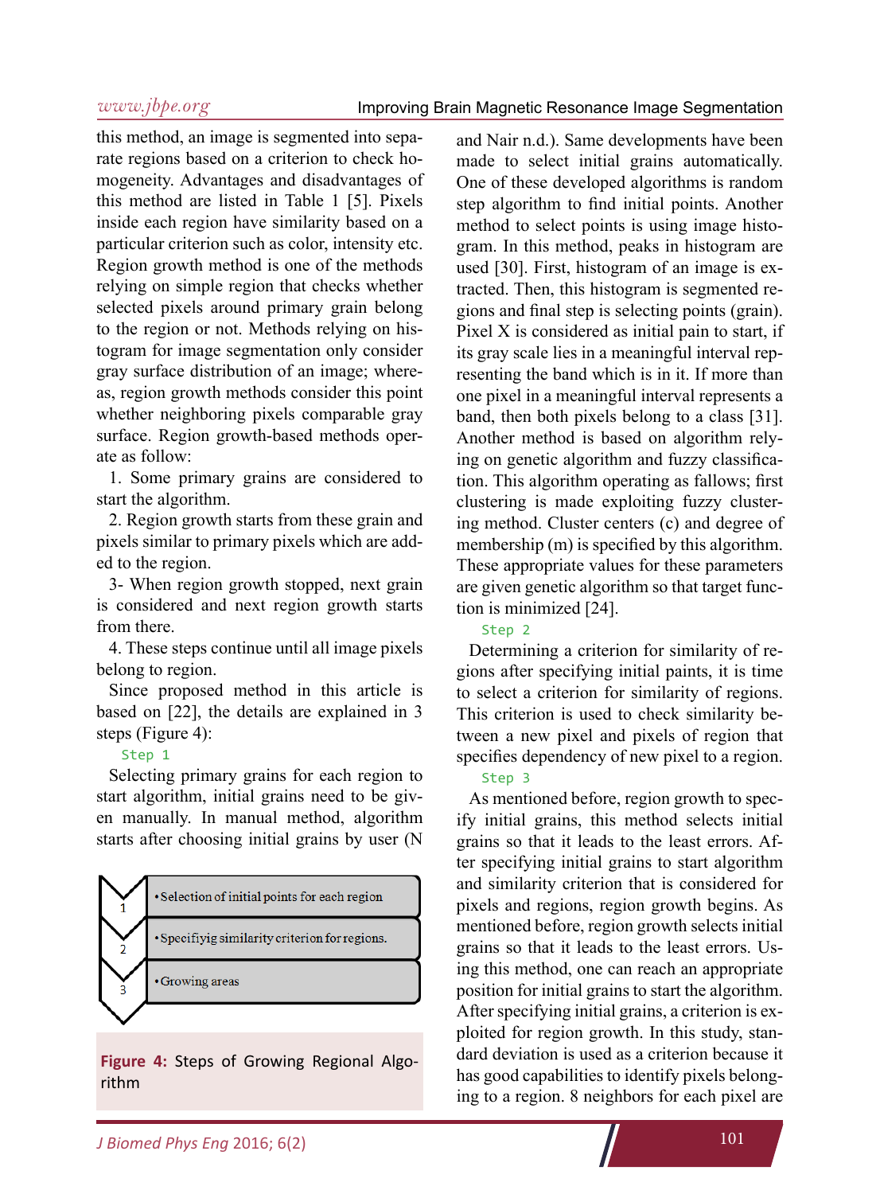this method, an image is segmented into separate regions based on a criterion to check homogeneity. Advantages and disadvantages of this method are listed in Table 1 [5]. Pixels inside each region have similarity based on a particular criterion such as color, intensity etc. Region growth method is one of the methods relying on simple region that checks whether selected pixels around primary grain belong to the region or not. Methods relying on histogram for image segmentation only consider gray surface distribution of an image; whereas, region growth methods consider this point whether neighboring pixels comparable gray surface. Region growth-based methods operate as follow:

1. Some primary grains are considered to start the algorithm.

2. Region growth starts from these grain and pixels similar to primary pixels which are added to the region.

3- When region growth stopped, next grain is considered and next region growth starts from there.

4. These steps continue until all image pixels belong to region.

Since proposed method in this article is based on [22], the details are explained in 3 steps (Figure 4):

### Step 1

Selecting primary grains for each region to start algorithm, initial grains need to be given manually. In manual method, algorithm starts after choosing initial grains by user (N and Nair n.d.). Same developments have been made to select initial grains automatically. One of these developed algorithms is random step algorithm to find initial points. Another method to select points is using image histogram. In this method, peaks in histogram are used [30]. First, histogram of an image is extracted. Then, this histogram is segmented regions and final step is selecting points (grain). Pixel X is considered as initial pain to start, if its gray scale lies in a meaningful interval representing the band which is in it. If more than one pixel in a meaningful interval represents a band, then both pixels belong to a class [31]. Another method is based on algorithm relying on genetic algorithm and fuzzy classification. This algorithm operating as fallows; first clustering is made exploiting fuzzy clustering method. Cluster centers (c) and degree of membership (m) is specified by this algorithm. These appropriate values for these parameters are given genetic algorithm so that target function is minimized [24].

| Step | |
|---|---|
| 1 | • Selection of initial points for each region |
| 2 | • Specifiyig similarity criterion for regions. |
| 3 | • Growing areas |

**Figure 4:** Steps of Growing Regional Algorithm

### Step 2

Determining a criterion for similarity of regions after specifying initial paints, it is time to select a criterion for similarity of regions. This criterion is used to check similarity between a new pixel and pixels of region that specifies dependency of new pixel to a region.

### Step 3

As mentioned before, region growth to specify initial grains, this method selects initial grains so that it leads to the least errors. After specifying initial grains to start algorithm and similarity criterion that is considered for pixels and regions, region growth begins. As mentioned before, region growth selects initial grains so that it leads to the least errors. Using this method, one can reach an appropriate position for initial grains to start the algorithm. After specifying initial grains, a criterion is exploited for region growth. In this study, standard deviation is used as a criterion because it has good capabilities to identify pixels belonging to a region. 8 neighbors for each pixel are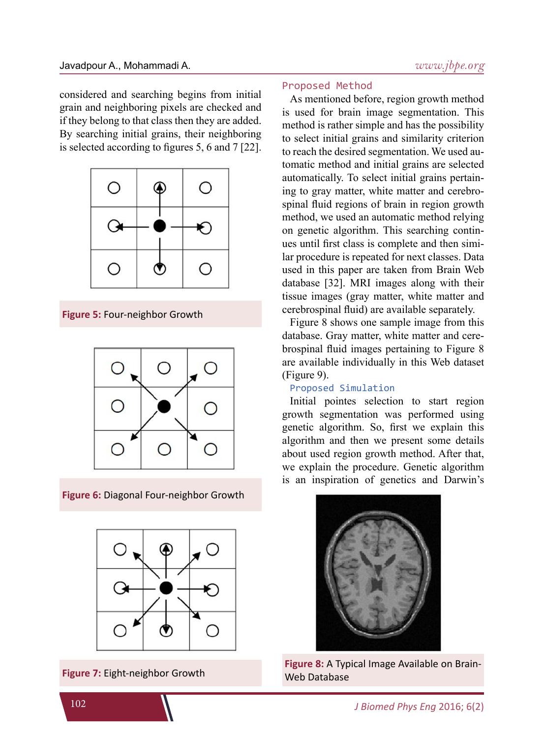considered and searching begins from initial grain and neighboring pixels are checked and if they belong to that class then they are added. By searching initial grains, their neighboring is selected according to figures 5, 6 and 7 [22].

**Figure 5:** Four-neighbor Growth

**Figure 6:** Diagonal Four-neighbor Growth

**Figure 7:** Eight-neighbor Growth

## Proposed Method

As mentioned before, region growth method is used for brain image segmentation. This method is rather simple and has the possibility to select initial grains and similarity criterion to reach the desired segmentation. We used automatic method and initial grains are selected automatically. To select initial grains pertaining to gray matter, white matter and cerebrospinal fluid regions of brain in region growth method, we used an automatic method relying on genetic algorithm. This searching continues until first class is complete and then similar procedure is repeated for next classes. Data used in this paper are taken from Brain Web database [32]. MRI images along with their tissue images (gray matter, white matter and cerebrospinal fluid) are available separately.

Figure 8 shows one sample image from this database. Gray matter, white matter and cerebrospinal fluid images pertaining to Figure 8 are available individually in this Web dataset (Figure 9).

### Proposed Simulation

Initial pointes selection to start region growth segmentation was performed using genetic algorithm. So, first we explain this algorithm and then we present some details about used region growth method. After that, we explain the procedure. Genetic algorithm is an inspiration of genetics and Darwin's

**Figure 8:** A Typical Image Available on Brain-Web Database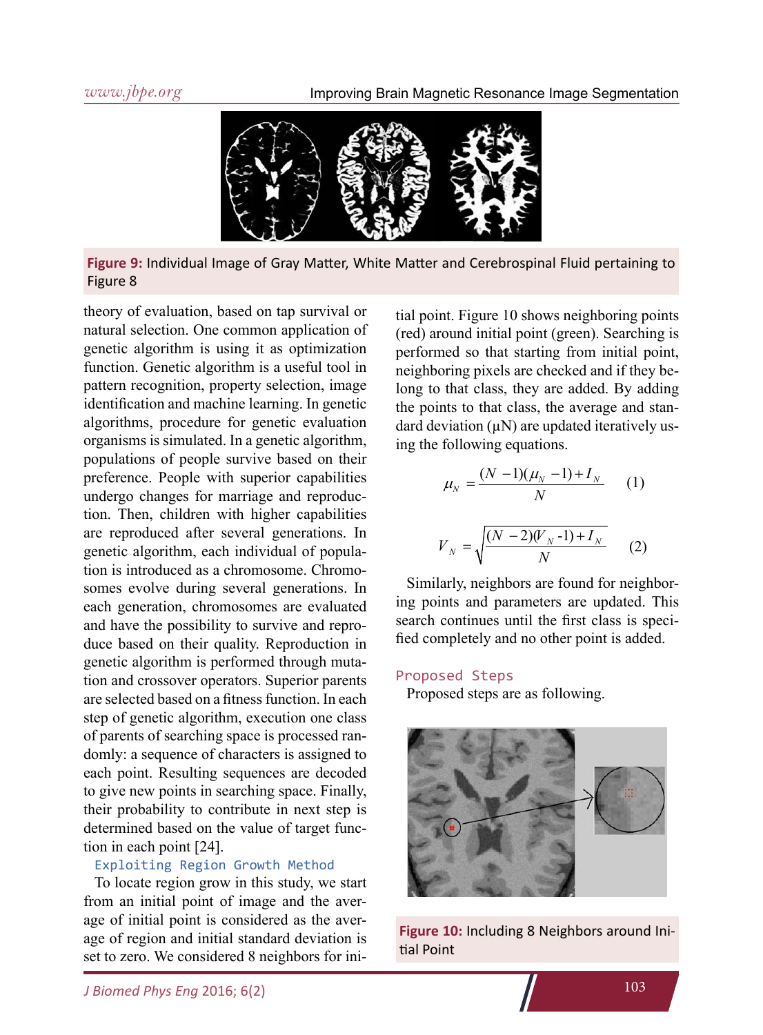Figure 9: Individual Image of Gray Matter, White Matter and Cerebrospinal Fluid pertaining to Figure 8

theory of evaluation, based on tap survival or natural selection. One common application of genetic algorithm is using it as optimization function. Genetic algorithm is a useful tool in pattern recognition, property selection, image identification and machine learning. In genetic algorithms, procedure for genetic evaluation organisms is simulated. In a genetic algorithm, populations of people survive based on their preference. People with superior capabilities undergo changes for marriage and reproduction. Then, children with higher capabilities are reproduced after several generations. In genetic algorithm, each individual of population is introduced as a chromosome. Chromosomes evolve during several generations. In each generation, chromosomes are evaluated and have the possibility to survive and reproduce based on their quality. Reproduction in genetic algorithm is performed through mutation and crossover operators. Superior parents are selected based on a fitness function. In each step of genetic algorithm, execution one class of parents of searching space is processed randomly: a sequence of characters is assigned to each point. Resulting sequences are decoded to give new points in searching space. Finally, their probability to contribute in next step is determined based on the value of target function in each point [24].

### Exploiting Region Growth Method

To locate region grow in this study, we start from an initial point of image and the average of initial point is considered as the average of region and initial standard deviation is set to zero. We considered 8 neighbors for initial point. Figure 10 shows neighboring points (red) around initial point (green). Searching is performed so that starting from initial point, neighboring pixels are checked and if they belong to that class, they are added. By adding the points to that class, the average and standard deviation (μN) are updated iteratively using the following equations.

$$\mu_N = \frac{(N-1)(\mu_N - 1) + I_N}{N} \qquad (1)$$

$$V_N = \sqrt{\frac{(N-2)(V_N - 1) + I_N}{N}} \qquad (2)$$

Similarly, neighbors are found for neighboring points and parameters are updated. This search continues until the first class is specified completely and no other point is added.

## Proposed Steps

Proposed steps are as following.

Figure 10: Including 8 Neighbors around Initial Point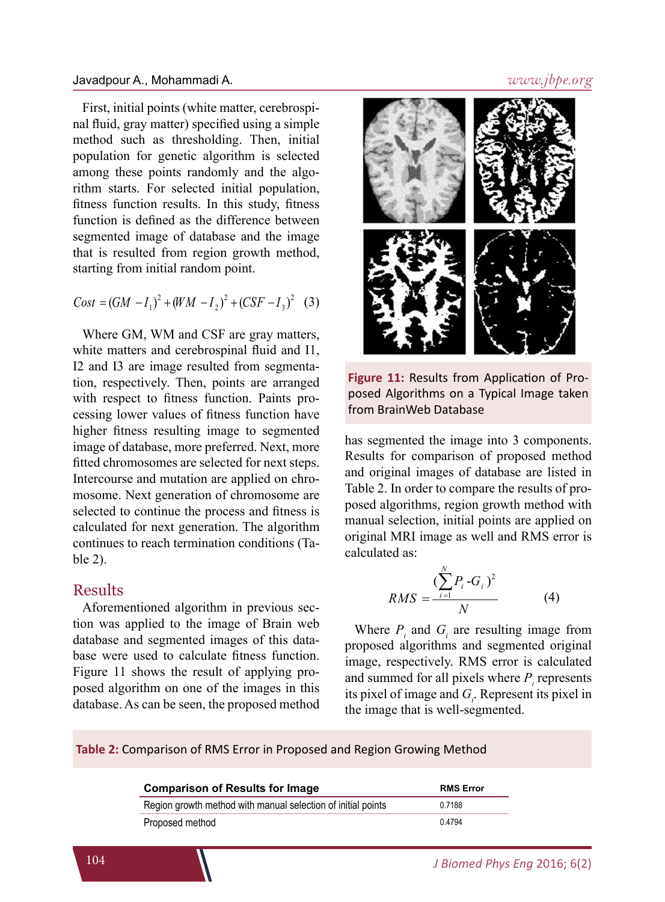First, initial points (white matter, cerebrospinal fluid, gray matter) specified using a simple method such as thresholding. Then, initial population for genetic algorithm is selected among these points randomly and the algorithm starts. For selected initial population, fitness function results. In this study, fitness function is defined as the difference between segmented image of database and the image that is resulted from region growth method, starting from initial random point.

$$Cost = (GM - I_1)^2 + (WM - I_2)^2 + (CSF - I_3)^2 \quad (3)$$

Where GM, WM and CSF are gray matters, white matters and cerebrospinal fluid and I1, I2 and I3 are image resulted from segmentation, respectively. Then, points are arranged with respect to fitness function. Paints processing lower values of fitness function have higher fitness resulting image to segmented image of database, more preferred. Next, more fitted chromosomes are selected for next steps. Intercourse and mutation are applied on chromosome. Next generation of chromosome are selected to continue the process and fitness is calculated for next generation. The algorithm continues to reach termination conditions (Table 2).

## Results

Aforementioned algorithm in previous section was applied to the image of Brain web database and segmented images of this database were used to calculate fitness function. Figure 11 shows the result of applying proposed algorithm on one of the images in this database. As can be seen, the proposed method has segmented the image into 3 components. Results for comparison of proposed method and original images of database are listed in Table 2. In order to compare the results of proposed algorithms, region growth method with manual selection, initial points are applied on original MRI image as well and RMS error is calculated as:

**Figure 11:** Results from Application of Proposed Algorithms on a Typical Image taken from BrainWeb Database

$$RMS = \frac{(\sum_{i=1}^{N} P_i - G_i)^2}{N} \quad (4)$$

Where $P_i$ and $G_i$ are resulting image from proposed algorithms and segmented original image, respectively. RMS error is calculated and summed for all pixels where $P_i$ represents its pixel of image and $G_i$. Represent its pixel in the image that is well-segmented.

**Table 2:** Comparison of RMS Error in Proposed and Region Growing Method

| Comparison of Results for Image | RMS Error |
|---|---|
| Region growth method with manual selection of initial points | 0.7188 |
| Proposed method | 0.4794 |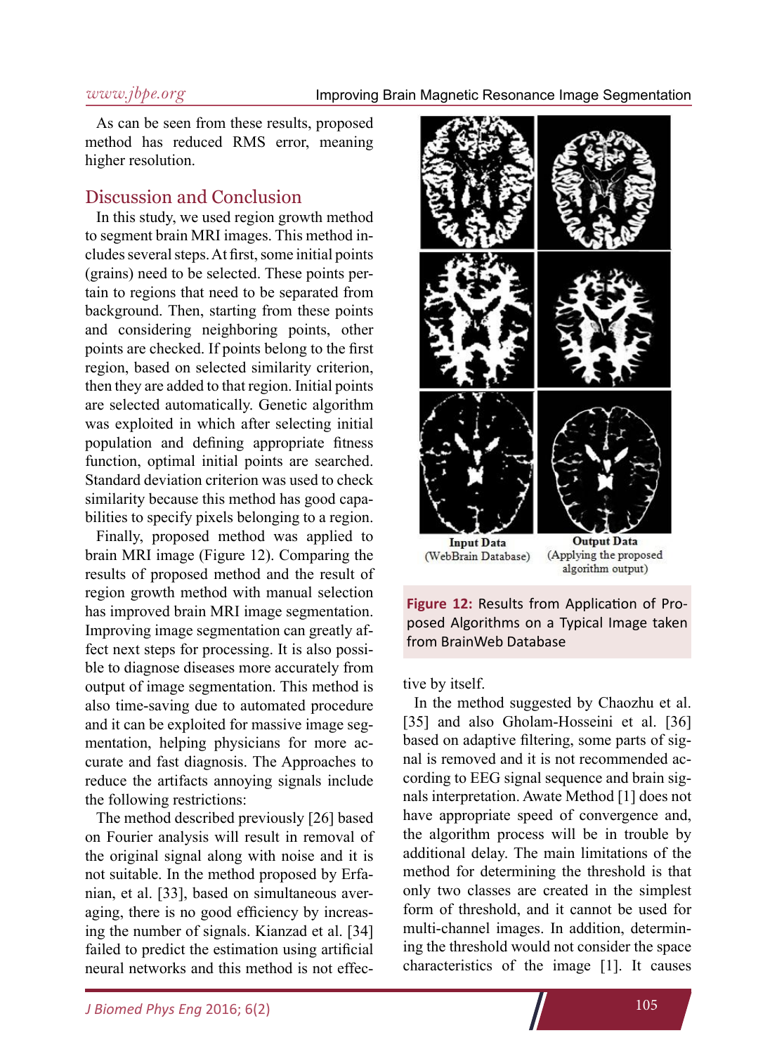As can be seen from these results, proposed method has reduced RMS error, meaning higher resolution.

## Discussion and Conclusion

In this study, we used region growth method to segment brain MRI images. This method includes several steps. At first, some initial points (grains) need to be selected. These points pertain to regions that need to be separated from background. Then, starting from these points and considering neighboring points, other points are checked. If points belong to the first region, based on selected similarity criterion, then they are added to that region. Initial points are selected automatically. Genetic algorithm was exploited in which after selecting initial population and defining appropriate fitness function, optimal initial points are searched. Standard deviation criterion was used to check similarity because this method has good capabilities to specify pixels belonging to a region.

Finally, proposed method was applied to brain MRI image (Figure 12). Comparing the results of proposed method and the result of region growth method with manual selection has improved brain MRI image segmentation. Improving image segmentation can greatly affect next steps for processing. It is also possible to diagnose diseases more accurately from output of image segmentation. This method is also time-saving due to automated procedure and it can be exploited for massive image segmentation, helping physicians for more accurate and fast diagnosis. The Approaches to reduce the artifacts annoying signals include the following restrictions:

The method described previously [26] based on Fourier analysis will result in removal of the original signal along with noise and it is not suitable. In the method proposed by Erfanian, et al. [33], based on simultaneous averaging, there is no good efficiency by increasing the number of signals. Kianzad et al. [34] failed to predict the estimation using artificial neural networks and this method is not effective by itself.

Input Data (WebBrain Database) — Output Data (Applying the proposed algorithm output)

**Figure 12:** Results from Application of Proposed Algorithms on a Typical Image taken from BrainWeb Database

In the method suggested by Chaozhu et al. [35] and also Gholam-Hosseini et al. [36] based on adaptive filtering, some parts of signal is removed and it is not recommended according to EEG signal sequence and brain signals interpretation. Awate Method [1] does not have appropriate speed of convergence and, the algorithm process will be in trouble by additional delay. The main limitations of the method for determining the threshold is that only two classes are created in the simplest form of threshold, and it cannot be used for multi-channel images. In addition, determining the threshold would not consider the space characteristics of the image [1]. It causes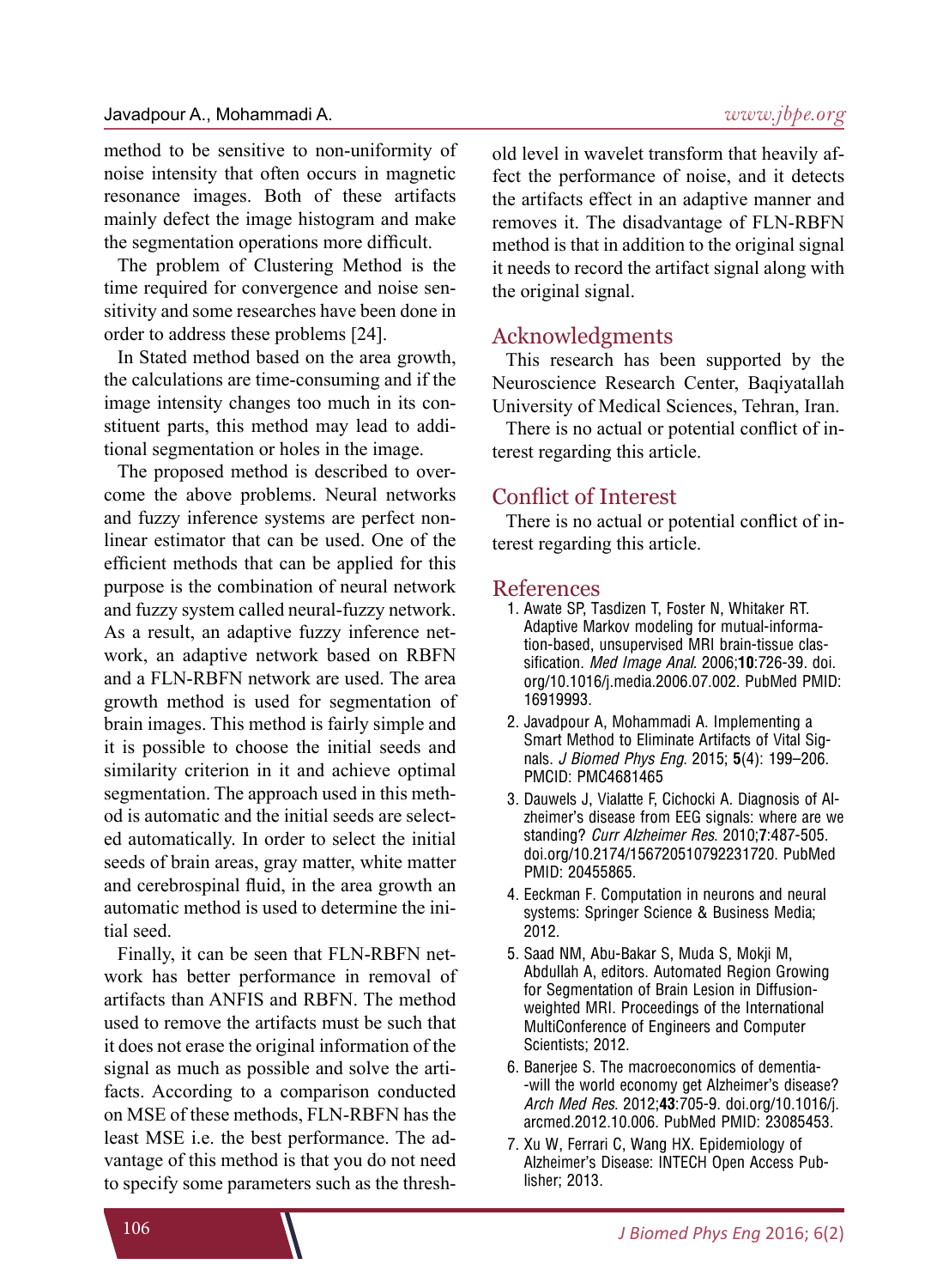method to be sensitive to non-uniformity of noise intensity that often occurs in magnetic resonance images. Both of these artifacts mainly defect the image histogram and make the segmentation operations more difficult.

The problem of Clustering Method is the time required for convergence and noise sensitivity and some researches have been done in order to address these problems [24].

In Stated method based on the area growth, the calculations are time-consuming and if the image intensity changes too much in its constituent parts, this method may lead to additional segmentation or holes in the image.

The proposed method is described to overcome the above problems. Neural networks and fuzzy inference systems are perfect nonlinear estimator that can be used. One of the efficient methods that can be applied for this purpose is the combination of neural network and fuzzy system called neural-fuzzy network. As a result, an adaptive fuzzy inference network, an adaptive network based on RBFN and a FLN-RBFN network are used. The area growth method is used for segmentation of brain images. This method is fairly simple and it is possible to choose the initial seeds and similarity criterion in it and achieve optimal segmentation. The approach used in this method is automatic and the initial seeds are selected automatically. In order to select the initial seeds of brain areas, gray matter, white matter and cerebrospinal fluid, in the area growth an automatic method is used to determine the initial seed.

Finally, it can be seen that FLN-RBFN network has better performance in removal of artifacts than ANFIS and RBFN. The method used to remove the artifacts must be such that it does not erase the original information of the signal as much as possible and solve the artifacts. According to a comparison conducted on MSE of these methods, FLN-RBFN has the least MSE i.e. the best performance. The advantage of this method is that you do not need to specify some parameters such as the threshold level in wavelet transform that heavily affect the performance of noise, and it detects the artifacts effect in an adaptive manner and removes it. The disadvantage of FLN-RBFN method is that in addition to the original signal it needs to record the artifact signal along with the original signal.

## Acknowledgments

This research has been supported by the Neuroscience Research Center, Baqiyatallah University of Medical Sciences, Tehran, Iran.

There is no actual or potential conflict of interest regarding this article.

## Conflict of Interest

There is no actual or potential conflict of interest regarding this article.

## References

1. Awate SP, Tasdizen T, Foster N, Whitaker RT. Adaptive Markov modeling for mutual-information-based, unsupervised MRI brain-tissue classification. *Med Image Anal.* 2006;**10**:726-39. doi.org/10.1016/j.media.2006.07.002. PubMed PMID: 16919993.
2. Javadpour A, Mohammadi A. Implementing a Smart Method to Eliminate Artifacts of Vital Signals. *J Biomed Phys Eng.* 2015; **5**(4): 199–206. PMCID: PMC4681465
3. Dauwels J, Vialatte F, Cichocki A. Diagnosis of Alzheimer's disease from EEG signals: where are we standing? *Curr Alzheimer Res.* 2010;**7**:487-505. doi.org/10.2174/156720510792231720. PubMed PMID: 20455865.
4. Eeckman F. Computation in neurons and neural systems: Springer Science & Business Media; 2012.
5. Saad NM, Abu-Bakar S, Muda S, Mokji M, Abdullah A, editors. Automated Region Growing for Segmentation of Brain Lesion in Diffusion-weighted MRI. Proceedings of the International MultiConference of Engineers and Computer Scientists; 2012.
6. Banerjee S. The macroeconomics of dementia--will the world economy get Alzheimer's disease? *Arch Med Res.* 2012;**43**:705-9. doi.org/10.1016/j.arcmed.2012.10.006. PubMed PMID: 23085453.
7. Xu W, Ferrari C, Wang HX. Epidemiology of Alzheimer's Disease: INTECH Open Access Publisher; 2013.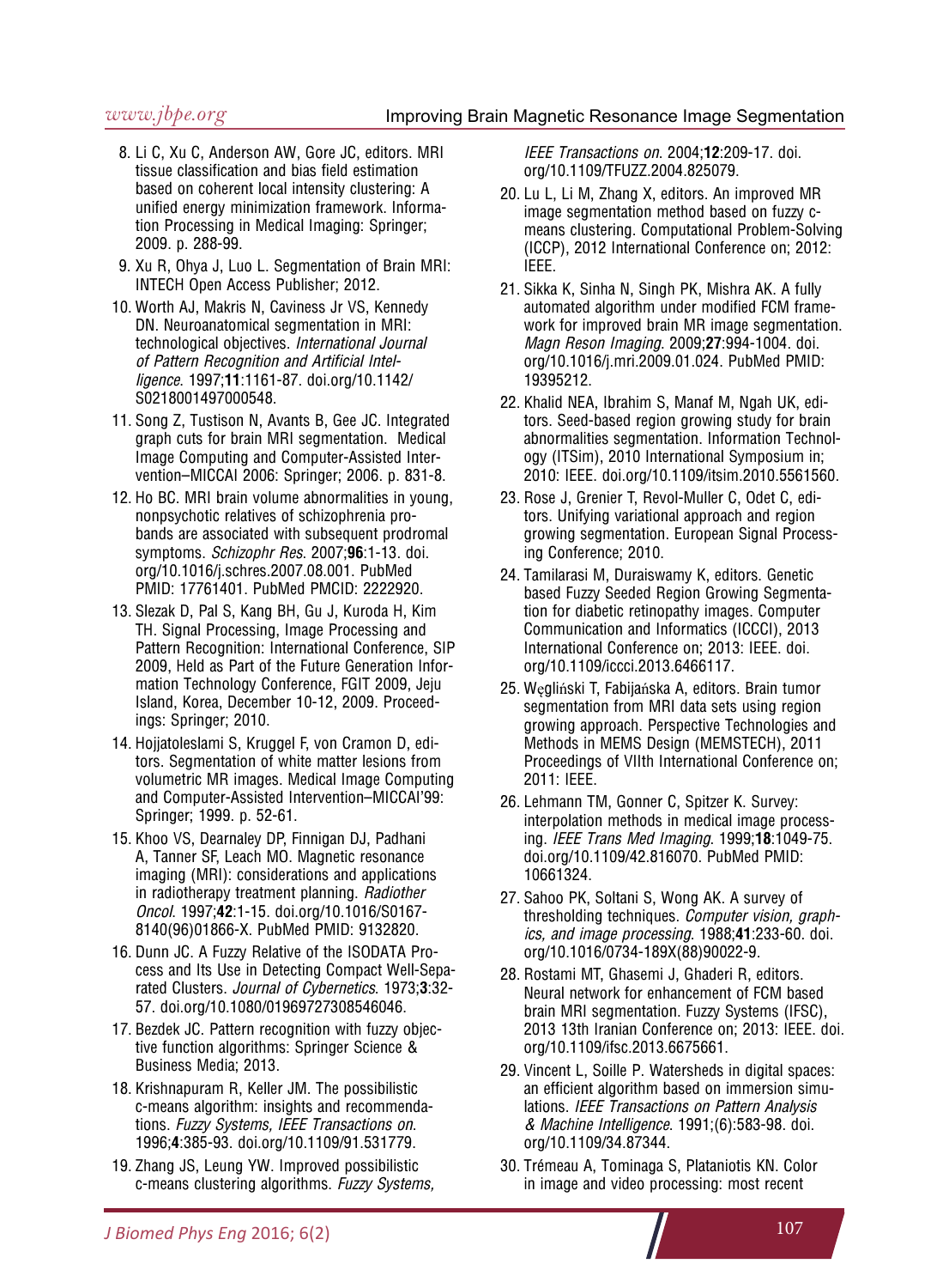8. Li C, Xu C, Anderson AW, Gore JC, editors. MRI tissue classification and bias field estimation based on coherent local intensity clustering: A unified energy minimization framework. Information Processing in Medical Imaging: Springer; 2009. p. 288-99.
9. Xu R, Ohya J, Luo L. Segmentation of Brain MRI: INTECH Open Access Publisher; 2012.
10. Worth AJ, Makris N, Caviness Jr VS, Kennedy DN. Neuroanatomical segmentation in MRI: technological objectives. *International Journal of Pattern Recognition and Artificial Intelligence*. 1997;**11**:1161-87. doi.org/10.1142/S0218001497000548.
11. Song Z, Tustison N, Avants B, Gee JC. Integrated graph cuts for brain MRI segmentation. Medical Image Computing and Computer-Assisted Intervention–MICCAI 2006: Springer; 2006. p. 831-8.
12. Ho BC. MRI brain volume abnormalities in young, nonpsychotic relatives of schizophrenia probands are associated with subsequent prodromal symptoms. *Schizophr Res*. 2007;**96**:1-13. doi.org/10.1016/j.schres.2007.08.001. PubMed PMID: 17761401. PubMed PMCID: 2222920.
13. Slezak D, Pal S, Kang BH, Gu J, Kuroda H, Kim TH. Signal Processing, Image Processing and Pattern Recognition: International Conference, SIP 2009, Held as Part of the Future Generation Information Technology Conference, FGIT 2009, Jeju Island, Korea, December 10-12, 2009. Proceedings: Springer; 2010.
14. Hojjatoleslami S, Kruggel F, von Cramon D, editors. Segmentation of white matter lesions from volumetric MR images. Medical Image Computing and Computer-Assisted Intervention–MICCAI'99: Springer; 1999. p. 52-61.
15. Khoo VS, Dearnaley DP, Finnigan DJ, Padhani A, Tanner SF, Leach MO. Magnetic resonance imaging (MRI): considerations and applications in radiotherapy treatment planning. *Radiother Oncol*. 1997;**42**:1-15. doi.org/10.1016/S0167-8140(96)01866-X. PubMed PMID: 9132820.
16. Dunn JC. A Fuzzy Relative of the ISODATA Process and Its Use in Detecting Compact Well-Separated Clusters. *Journal of Cybernetics*. 1973;**3**:32-57. doi.org/10.1080/01969727308546046.
17. Bezdek JC. Pattern recognition with fuzzy objective function algorithms: Springer Science & Business Media; 2013.
18. Krishnapuram R, Keller JM. The possibilistic c-means algorithm: insights and recommendations. *Fuzzy Systems, IEEE Transactions on*. 1996;**4**:385-93. doi.org/10.1109/91.531779.
19. Zhang JS, Leung YW. Improved possibilistic c-means clustering algorithms. *Fuzzy Systems, IEEE Transactions on*. 2004;**12**:209-17. doi.org/10.1109/TFUZZ.2004.825079.
20. Lu L, Li M, Zhang X, editors. An improved MR image segmentation method based on fuzzy c-means clustering. Computational Problem-Solving (ICCP), 2012 International Conference on; 2012: IEEE.
21. Sikka K, Sinha N, Singh PK, Mishra AK. A fully automated algorithm under modified FCM framework for improved brain MR image segmentation. *Magn Reson Imaging*. 2009;**27**:994-1004. doi.org/10.1016/j.mri.2009.01.024. PubMed PMID: 19395212.
22. Khalid NEA, Ibrahim S, Manaf M, Ngah UK, editors. Seed-based region growing study for brain abnormalities segmentation. Information Technology (ITSim), 2010 International Symposium in; 2010: IEEE. doi.org/10.1109/itsim.2010.5561560.
23. Rose J, Grenier T, Revol-Muller C, Odet C, editors. Unifying variational approach and region growing segmentation. European Signal Processing Conference; 2010.
24. Tamilarasi M, Duraiswamy K, editors. Genetic based Fuzzy Seeded Region Growing Segmentation for diabetic retinopathy images. Computer Communication and Informatics (ICCCI), 2013 International Conference on; 2013: IEEE. doi.org/10.1109/iccci.2013.6466117.
25. Węgliński T, Fabijańska A, editors. Brain tumor segmentation from MRI data sets using region growing approach. Perspective Technologies and Methods in MEMS Design (MEMSTECH), 2011 Proceedings of VIIth International Conference on; 2011: IEEE.
26. Lehmann TM, Gonner C, Spitzer K. Survey: interpolation methods in medical image processing. *IEEE Trans Med Imaging*. 1999;**18**:1049-75. doi.org/10.1109/42.816070. PubMed PMID: 10661324.
27. Sahoo PK, Soltani S, Wong AK. A survey of thresholding techniques. *Computer vision, graphics, and image processing*. 1988;**41**:233-60. doi.org/10.1016/0734-189X(88)90022-9.
28. Rostami MT, Ghasemi J, Ghaderi R, editors. Neural network for enhancement of FCM based brain MRI segmentation. Fuzzy Systems (IFSC), 2013 13th Iranian Conference on; 2013: IEEE. doi.org/10.1109/ifsc.2013.6675661.
29. Vincent L, Soille P. Watersheds in digital spaces: an efficient algorithm based on immersion simulations. *IEEE Transactions on Pattern Analysis & Machine Intelligence*. 1991;(6):583-98. doi.org/10.1109/34.87344.
30. Trémeau A, Tominaga S, Plataniotis KN. Color in image and video processing: most recent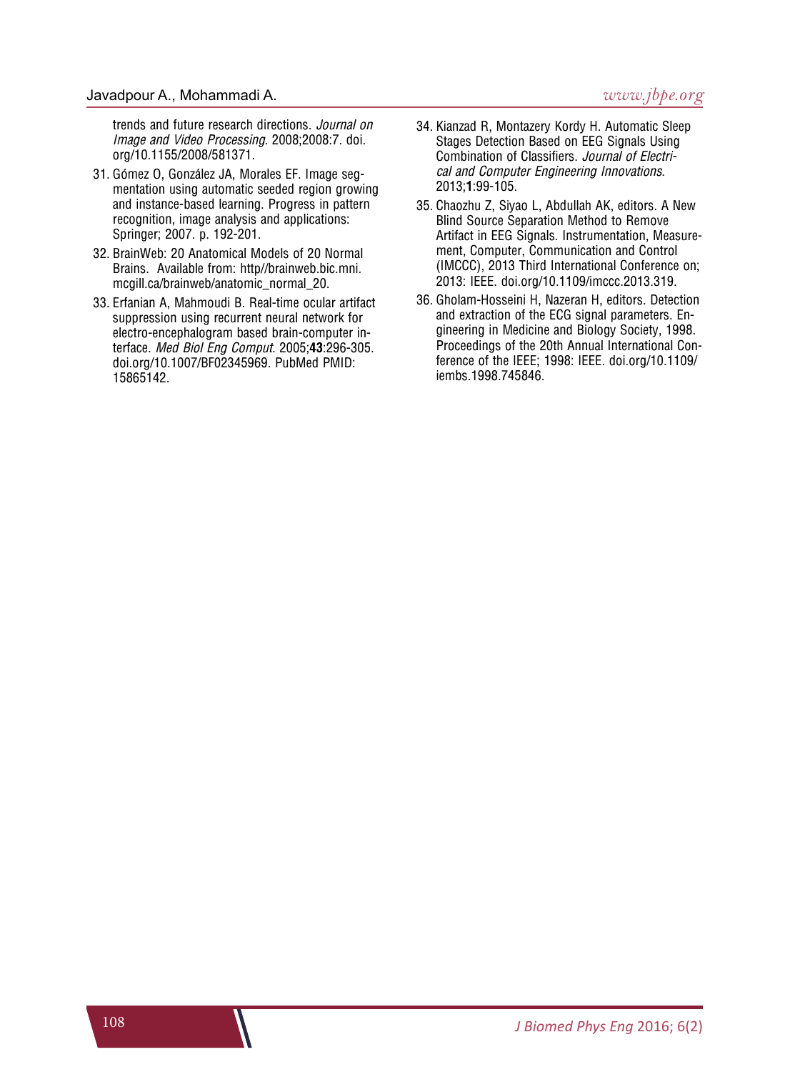trends and future research directions. *Journal on Image and Video Processing*. 2008;2008:7. doi.org/10.1155/2008/581371.

31. Gómez O, González JA, Morales EF. Image segmentation using automatic seeded region growing and instance-based learning. Progress in pattern recognition, image analysis and applications: Springer; 2007. p. 192-201.
32. BrainWeb: 20 Anatomical Models of 20 Normal Brains. Available from: http//brainweb.bic.mni.mcgill.ca/brainweb/anatomic_normal_20.
33. Erfanian A, Mahmoudi B. Real-time ocular artifact suppression using recurrent neural network for electro-encephalogram based brain-computer interface. *Med Biol Eng Comput*. 2005;**43**:296-305. doi.org/10.1007/BF02345969. PubMed PMID: 15865142.
34. Kianzad R, Montazery Kordy H. Automatic Sleep Stages Detection Based on EEG Signals Using Combination of Classifiers. *Journal of Electrical and Computer Engineering Innovations*. 2013;**1**:99-105.
35. Chaozhu Z, Siyao L, Abdullah AK, editors. A New Blind Source Separation Method to Remove Artifact in EEG Signals. Instrumentation, Measurement, Computer, Communication and Control (IMCCC), 2013 Third International Conference on; 2013: IEEE. doi.org/10.1109/imccc.2013.319.
36. Gholam-Hosseini H, Nazeran H, editors. Detection and extraction of the ECG signal parameters. Engineering in Medicine and Biology Society, 1998. Proceedings of the 20th Annual International Conference of the IEEE; 1998: IEEE. doi.org/10.1109/iembs.1998.745846.